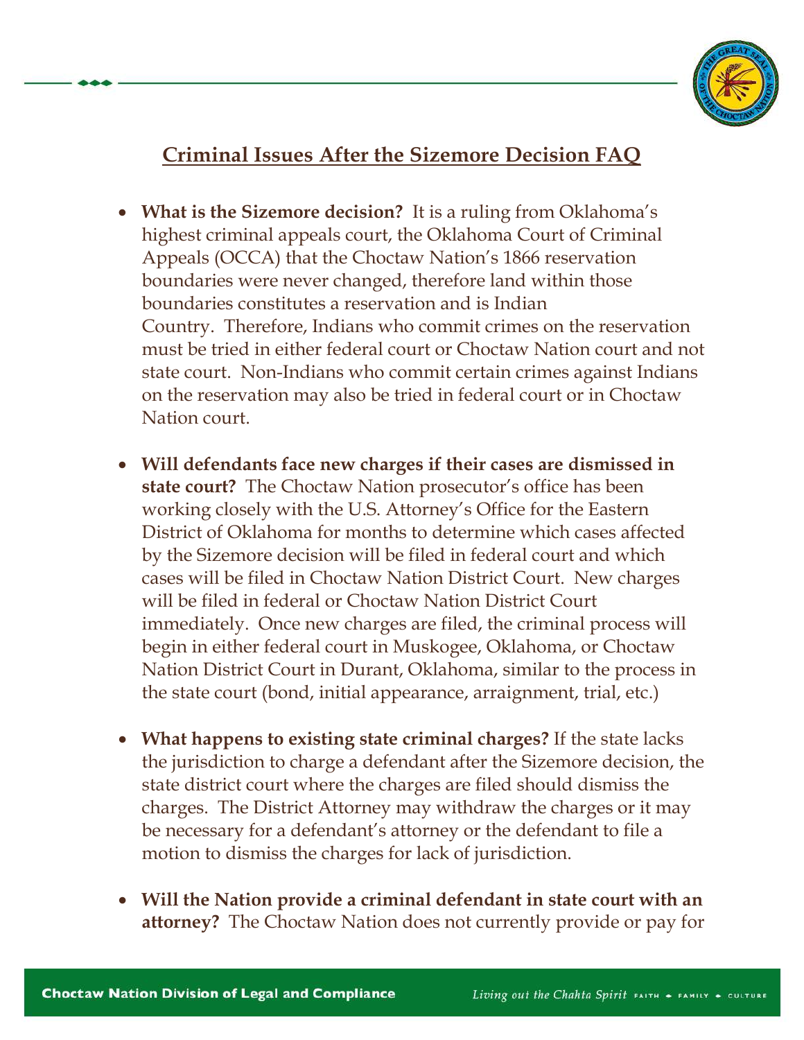## Criminal Issues After the Sizemore Decision FAQ

- **What is the Sizemore decision?** It is a ruling from Oklahoma's highest criminal appeals court, the Oklahoma Court of Criminal Appeals (OCCA) that the Choctaw Nation's 1866 reservation boundaries were never changed, therefore land within those boundaries constitutes a reservation and is Indian Country. Therefore, Indians who commit crimes on the reservation must be tried in either federal court or Choctaw Nation court and not state court. Non-Indians who commit certain crimes against Indians on the reservation may also be tried in federal court or in Choctaw Nation court.

- **Will defendants face new charges if their cases are dismissed in state court?** The Choctaw Nation prosecutor's office has been working closely with the U.S. Attorney's Office for the Eastern District of Oklahoma for months to determine which cases affected by the Sizemore decision will be filed in federal court and which cases will be filed in Choctaw Nation District Court. New charges will be filed in federal or Choctaw Nation District Court immediately. Once new charges are filed, the criminal process will begin in either federal court in Muskogee, Oklahoma, or Choctaw Nation District Court in Durant, Oklahoma, similar to the process in the state court (bond, initial appearance, arraignment, trial, etc.)

- **What happens to existing state criminal charges?** If the state lacks the jurisdiction to charge a defendant after the Sizemore decision, the state district court where the charges are filed should dismiss the charges. The District Attorney may withdraw the charges or it may be necessary for a defendant's attorney or the defendant to file a motion to dismiss the charges for lack of jurisdiction.

- **Will the Nation provide a criminal defendant in state court with an attorney?** The Choctaw Nation does not currently provide or pay for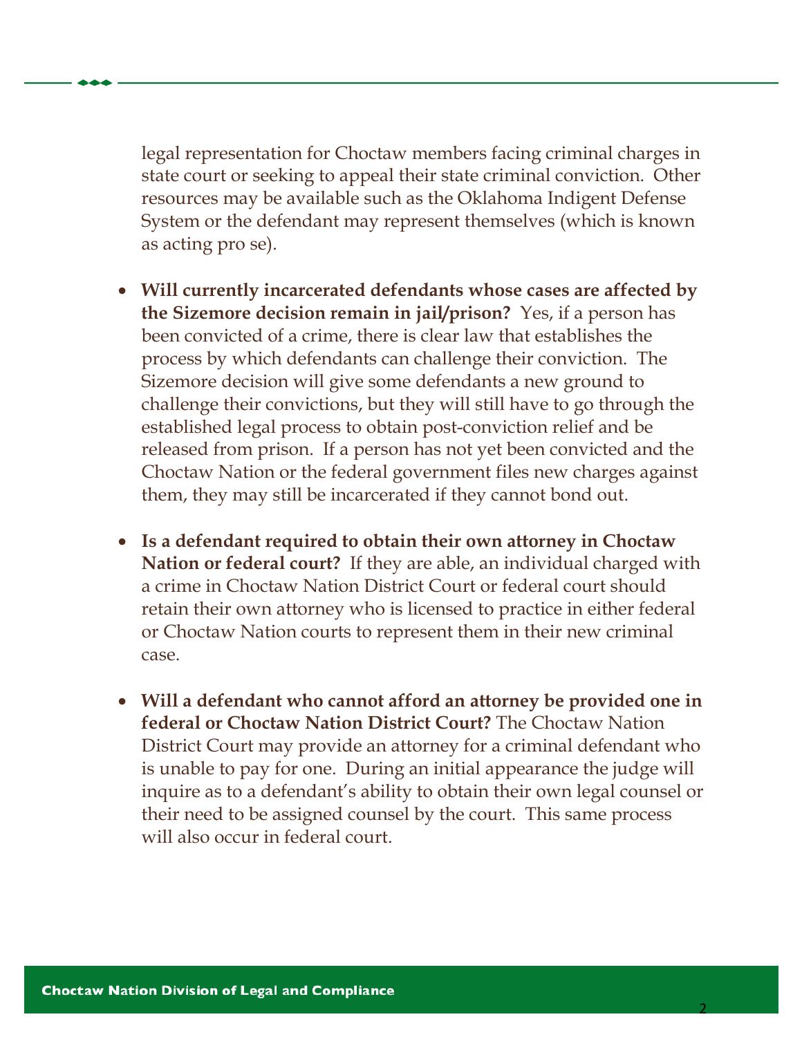legal representation for Choctaw members facing criminal charges in state court or seeking to appeal their state criminal conviction. Other resources may be available such as the Oklahoma Indigent Defense System or the defendant may represent themselves (which is known as acting pro se).

- **Will currently incarcerated defendants whose cases are affected by the Sizemore decision remain in jail/prison?** Yes, if a person has been convicted of a crime, there is clear law that establishes the process by which defendants can challenge their conviction. The Sizemore decision will give some defendants a new ground to challenge their convictions, but they will still have to go through the established legal process to obtain post-conviction relief and be released from prison. If a person has not yet been convicted and the Choctaw Nation or the federal government files new charges against them, they may still be incarcerated if they cannot bond out.

- **Is a defendant required to obtain their own attorney in Choctaw Nation or federal court?** If they are able, an individual charged with a crime in Choctaw Nation District Court or federal court should retain their own attorney who is licensed to practice in either federal or Choctaw Nation courts to represent them in their new criminal case.

- **Will a defendant who cannot afford an attorney be provided one in federal or Choctaw Nation District Court?** The Choctaw Nation District Court may provide an attorney for a criminal defendant who is unable to pay for one. During an initial appearance the judge will inquire as to a defendant's ability to obtain their own legal counsel or their need to be assigned counsel by the court. This same process will also occur in federal court.